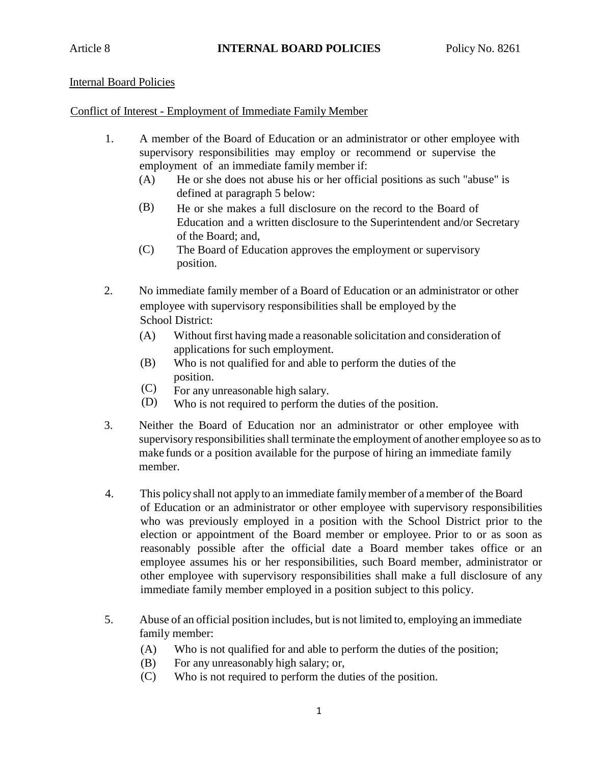Article 8 **INTERNAL BOARD POLICIES** Policy No. 8261

Internal Board Policies

Conflict of Interest - Employment of Immediate Family Member

1. A member of the Board of Education or an administrator or other employee with supervisory responsibilities may employ or recommend or supervise the employment of an immediate family member if:
   - (A) He or she does not abuse his or her official positions as such "abuse" is defined at paragraph 5 below:
   - (B) He or she makes a full disclosure on the record to the Board of Education and a written disclosure to the Superintendent and/or Secretary of the Board; and,
   - (C) The Board of Education approves the employment or supervisory position.

2. No immediate family member of a Board of Education or an administrator or other employee with supervisory responsibilities shall be employed by the School District:
   - (A) Without first having made a reasonable solicitation and consideration of applications for such employment.
   - (B) Who is not qualified for and able to perform the duties of the position.
   - (C) For any unreasonable high salary.
   - (D) Who is not required to perform the duties of the position.

3. Neither the Board of Education nor an administrator or other employee with supervisory responsibilities shall terminate the employment of another employee so as to make funds or a position available for the purpose of hiring an immediate family member.

4. This policy shall not apply to an immediate family member of a member of the Board of Education or an administrator or other employee with supervisory responsibilities who was previously employed in a position with the School District prior to the election or appointment of the Board member or employee. Prior to or as soon as reasonably possible after the official date a Board member takes office or an employee assumes his or her responsibilities, such Board member, administrator or other employee with supervisory responsibilities shall make a full disclosure of any immediate family member employed in a position subject to this policy.

5. Abuse of an official position includes, but is not limited to, employing an immediate family member:
   - (A) Who is not qualified for and able to perform the duties of the position;
   - (B) For any unreasonably high salary; or,
   - (C) Who is not required to perform the duties of the position.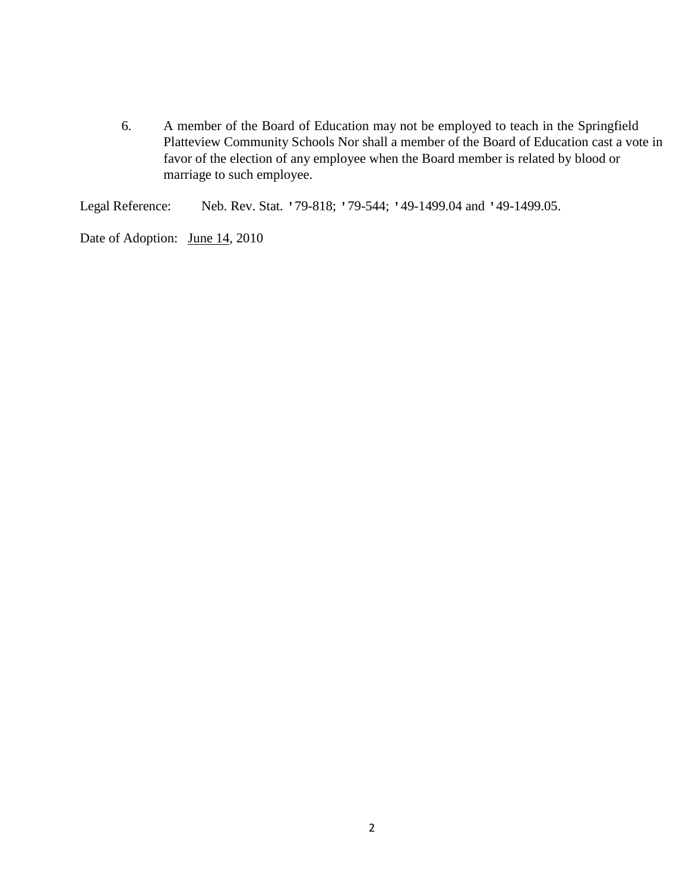6. A member of the Board of Education may not be employed to teach in the Springfield Platteview Community Schools Nor shall a member of the Board of Education cast a vote in favor of the election of any employee when the Board member is related by blood or marriage to such employee.

Legal Reference: Neb. Rev. Stat. '79-818; '79-544; '49-1499.04 and '49-1499.05.

Date of Adoption: June 14, 2010